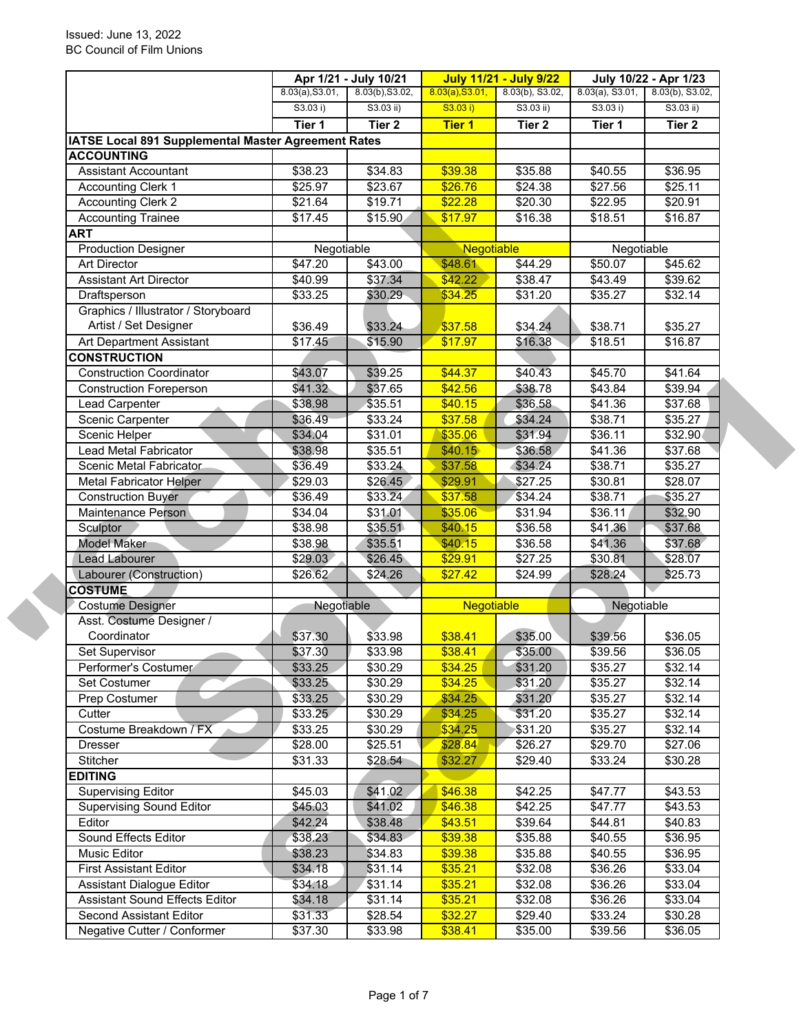Issued: June 13, 2022
BC Council of Film Unions

| | Apr 1/21 - July 10/21 | | July 11/21 - July 9/22 | | July 10/22 - Apr 1/23 | |
|---|---|---|---|---|---|---|
| | 8.03(a),S3.01, S3.03 i) | 8.03(b),S3.02, S3.03 ii) | 8.03(a),S3.01, S3.03 i) | 8.03(b), S3.02, S3.03 ii) | 8.03(a), S3.01, S3.03 i) | 8.03(b), S3.02, S3.03 ii) |
| | **Tier 1** | **Tier 2** | **Tier 1** | **Tier 2** | **Tier 1** | **Tier 2** |
| **IATSE Local 891 Supplemental Master Agreement Rates** | | | | | | |
| **ACCOUNTING** | | | | | | |
| Assistant Accountant | $38.23 | $34.83 | $39.38 | $35.88 | $40.55 | $36.95 |
| Accounting Clerk 1 | $25.97 | $23.67 | $26.76 | $24.38 | $27.56 | $25.11 |
| Accounting Clerk 2 | $21.64 | $19.71 | $22.28 | $20.30 | $22.95 | $20.91 |
| Accounting Trainee | $17.45 | $15.90 | $17.97 | $16.38 | $18.51 | $16.87 |
| **ART** | | | | | | |
| Production Designer | Negotiable | | Negotiable | | Negotiable | |
| Art Director | $47.20 | $43.00 | $48.61 | $44.29 | $50.07 | $45.62 |
| Assistant Art Director | $40.99 | $37.34 | $42.22 | $38.47 | $43.49 | $39.62 |
| Draftsperson | $33.25 | $30.29 | $34.25 | $31.20 | $35.27 | $32.14 |
| Graphics / Illustrator / Storyboard Artist / Set Designer | $36.49 | $33.24 | $37.58 | $34.24 | $38.71 | $35.27 |
| Art Department Assistant | $17.45 | $15.90 | $17.97 | $16.38 | $18.51 | $16.87 |
| **CONSTRUCTION** | | | | | | |
| Construction Coordinator | $43.07 | $39.25 | $44.37 | $40.43 | $45.70 | $41.64 |
| Construction Foreperson | $41.32 | $37.65 | $42.56 | $38.78 | $43.84 | $39.94 |
| Lead Carpenter | $38.98 | $35.51 | $40.15 | $36.58 | $41.36 | $37.68 |
| Scenic Carpenter | $36.49 | $33.24 | $37.58 | $34.24 | $38.71 | $35.27 |
| Scenic Helper | $34.04 | $31.01 | $35.06 | $31.94 | $36.11 | $32.90 |
| Lead Metal Fabricator | $38.98 | $35.51 | $40.15 | $36.58 | $41.36 | $37.68 |
| Scenic Metal Fabricator | $36.49 | $33.24 | $37.58 | $34.24 | $38.71 | $35.27 |
| Metal Fabricator Helper | $29.03 | $26.45 | $29.91 | $27.25 | $30.81 | $28.07 |
| Construction Buyer | $36.49 | $33.24 | $37.58 | $34.24 | $38.71 | $35.27 |
| Maintenance Person | $34.04 | $31.01 | $35.06 | $31.94 | $36.11 | $32.90 |
| Sculptor | $38.98 | $35.51 | $40.15 | $36.58 | $41.36 | $37.68 |
| Model Maker | $38.98 | $35.51 | $40.15 | $36.58 | $41.36 | $37.68 |
| Lead Labourer | $29.03 | $26.45 | $29.91 | $27.25 | $30.81 | $28.07 |
| Labourer (Construction) | $26.62 | $24.26 | $27.42 | $24.99 | $28.24 | $25.73 |
| **COSTUME** | | | | | | |
| Costume Designer | Negotiable | | Negotiable | | Negotiable | |
| Asst. Costume Designer / Coordinator | $37.30 | $33.98 | $38.41 | $35.00 | $39.56 | $36.05 |
| Set Supervisor | $37.30 | $33.98 | $38.41 | $35.00 | $39.56 | $36.05 |
| Performer's Costumer | $33.25 | $30.29 | $34.25 | $31.20 | $35.27 | $32.14 |
| Set Costumer | $33.25 | $30.29 | $34.25 | $31.20 | $35.27 | $32.14 |
| Prep Costumer | $33.25 | $30.29 | $34.25 | $31.20 | $35.27 | $32.14 |
| Cutter | $33.25 | $30.29 | $34.25 | $31.20 | $35.27 | $32.14 |
| Costume Breakdown / FX | $33.25 | $30.29 | $34.25 | $31.20 | $35.27 | $32.14 |
| Dresser | $28.00 | $25.51 | $28.84 | $26.27 | $29.70 | $27.06 |
| Stitcher | $31.33 | $28.54 | $32.27 | $29.40 | $33.24 | $30.28 |
| **EDITING** | | | | | | |
| Supervising Editor | $45.03 | $41.02 | $46.38 | $42.25 | $47.77 | $43.53 |
| Supervising Sound Editor | $45.03 | $41.02 | $46.38 | $42.25 | $47.77 | $43.53 |
| Editor | $42.24 | $38.48 | $43.51 | $39.64 | $44.81 | $40.83 |
| Sound Effects Editor | $38.23 | $34.83 | $39.38 | $35.88 | $40.55 | $36.95 |
| Music Editor | $38.23 | $34.83 | $39.38 | $35.88 | $40.55 | $36.95 |
| First Assistant Editor | $34.18 | $31.14 | $35.21 | $32.08 | $36.26 | $33.04 |
| Assistant Dialogue Editor | $34.18 | $31.14 | $35.21 | $32.08 | $36.26 | $33.04 |
| Assistant Sound Effects Editor | $34.18 | $31.14 | $35.21 | $32.08 | $36.26 | $33.04 |
| Second Assistant Editor | $31.33 | $28.54 | $32.27 | $29.40 | $33.24 | $30.28 |
| Negative Cutter / Conformer | $37.30 | $33.98 | $38.41 | $35.00 | $39.56 | $36.05 |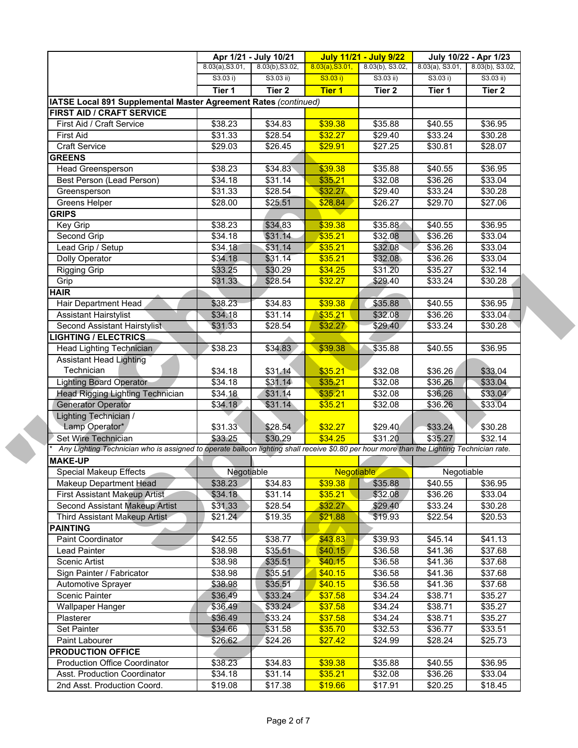| | Apr 1/21 - July 10/21 | | July 11/21 - July 9/22 | | July 10/22 - Apr 1/23 | |
|---|---|---|---|---|---|---|
| | 8.03(a),S3.01, S3.03 i) | 8.03(b),S3.02, S3.03 ii) | 8.03(a),S3.01, S3.03 i) | 8.03(b), S3.02, S3.03 ii) | 8.03(a), S3.01, S3.03 i) | 8.03(b), S3.02, S3.03 ii) |
| | **Tier 1** | **Tier 2** | **Tier 1** | **Tier 2** | **Tier 1** | **Tier 2** |
| **IATSE Local 891 Supplemental Master Agreement Rates** *(continued)* | | | | | | |
| **FIRST AID / CRAFT SERVICE** | | | | | | |
| First Aid / Craft Service | $38.23 | $34.83 | $39.38 | $35.88 | $40.55 | $36.95 |
| First Aid | $31.33 | $28.54 | $32.27 | $29.40 | $33.24 | $30.28 |
| Craft Service | $29.03 | $26.45 | $29.91 | $27.25 | $30.81 | $28.07 |
| **GREENS** | | | | | | |
| Head Greensperson | $38.23 | $34.83 | $39.38 | $35.88 | $40.55 | $36.95 |
| Best Person (Lead Person) | $34.18 | $31.14 | $35.21 | $32.08 | $36.26 | $33.04 |
| Greensperson | $31.33 | $28.54 | $32.27 | $29.40 | $33.24 | $30.28 |
| Greens Helper | $28.00 | $25.51 | $28.84 | $26.27 | $29.70 | $27.06 |
| **GRIPS** | | | | | | |
| Key Grip | $38.23 | $34.83 | $39.38 | $35.88 | $40.55 | $36.95 |
| Second Grip | $34.18 | $31.14 | $35.21 | $32.08 | $36.26 | $33.04 |
| Lead Grip / Setup | $34.18 | $31.14 | $35.21 | $32.08 | $36.26 | $33.04 |
| Dolly Operator | $34.18 | $31.14 | $35.21 | $32.08 | $36.26 | $33.04 |
| Rigging Grip | $33.25 | $30.29 | $34.25 | $31.20 | $35.27 | $32.14 |
| Grip | $31.33 | $28.54 | $32.27 | $29.40 | $33.24 | $30.28 |
| **HAIR** | | | | | | |
| Hair Department Head | $38.23 | $34.83 | $39.38 | $35.88 | $40.55 | $36.95 |
| Assistant Hairstylist | $34.18 | $31.14 | $35.21 | $32.08 | $36.26 | $33.04 |
| Second Assistant Hairstylist | $31.33 | $28.54 | $32.27 | $29.40 | $33.24 | $30.28 |
| **LIGHTING / ELECTRICS** | | | | | | |
| Head Lighting Technician | $38.23 | $34.83 | $39.38 | $35.88 | $40.55 | $36.95 |
| Assistant Head Lighting Technician | $34.18 | $31.14 | $35.21 | $32.08 | $36.26 | $33.04 |
| Lighting Board Operator | $34.18 | $31.14 | $35.21 | $32.08 | $36.26 | $33.04 |
| Head Rigging Lighting Technician | $34.18 | $31.14 | $35.21 | $32.08 | $36.26 | $33.04 |
| Generator Operator | $34.18 | $31.14 | $35.21 | $32.08 | $36.26 | $33.04 |
| Lighting Technician / Lamp Operator* | $31.33 | $28.54 | $32.27 | $29.40 | $33.24 | $30.28 |
| Set Wire Technician | $33.25 | $30.29 | $34.25 | $31.20 | $35.27 | $32.14 |
| *\* Any Lighting Technician who is assigned to operate balloon lighting shall receive $0.80 per hour more than the Lighting Technician rate.* | | | | | | |
| **MAKE-UP** | | | | | | |
| Special Makeup Effects | Negotiable | | Negotiable | | Negotiable | |
| Makeup Department Head | $38.23 | $34.83 | $39.38 | $35.88 | $40.55 | $36.95 |
| First Assistant Makeup Artist | $34.18 | $31.14 | $35.21 | $32.08 | $36.26 | $33.04 |
| Second Assistant Makeup Artist | $31.33 | $28.54 | $32.27 | $29.40 | $33.24 | $30.28 |
| Third Assistant Makeup Artist | $21.24 | $19.35 | $21.88 | $19.93 | $22.54 | $20.53 |
| **PAINTING** | | | | | | |
| Paint Coordinator | $42.55 | $38.77 | $43.83 | $39.93 | $45.14 | $41.13 |
| Lead Painter | $38.98 | $35.51 | $40.15 | $36.58 | $41.36 | $37.68 |
| Scenic Artist | $38.98 | $35.51 | $40.15 | $36.58 | $41.36 | $37.68 |
| Sign Painter / Fabricator | $38.98 | $35.51 | $40.15 | $36.58 | $41.36 | $37.68 |
| Automotive Sprayer | $38.98 | $35.51 | $40.15 | $36.58 | $41.36 | $37.68 |
| Scenic Painter | $36.49 | $33.24 | $37.58 | $34.24 | $38.71 | $35.27 |
| Wallpaper Hanger | $36.49 | $33.24 | $37.58 | $34.24 | $38.71 | $35.27 |
| Plasterer | $36.49 | $33.24 | $37.58 | $34.24 | $38.71 | $35.27 |
| Set Painter | $34.66 | $31.58 | $35.70 | $32.53 | $36.77 | $33.51 |
| Paint Labourer | $26.62 | $24.26 | $27.42 | $24.99 | $28.24 | $25.73 |
| **PRODUCTION OFFICE** | | | | | | |
| Production Office Coordinator | $38.23 | $34.83 | $39.38 | $35.88 | $40.55 | $36.95 |
| Asst. Production Coordinator | $34.18 | $31.14 | $35.21 | $32.08 | $36.26 | $33.04 |
| 2nd Asst. Production Coord. | $19.08 | $17.38 | $19.66 | $17.91 | $20.25 | $18.45 |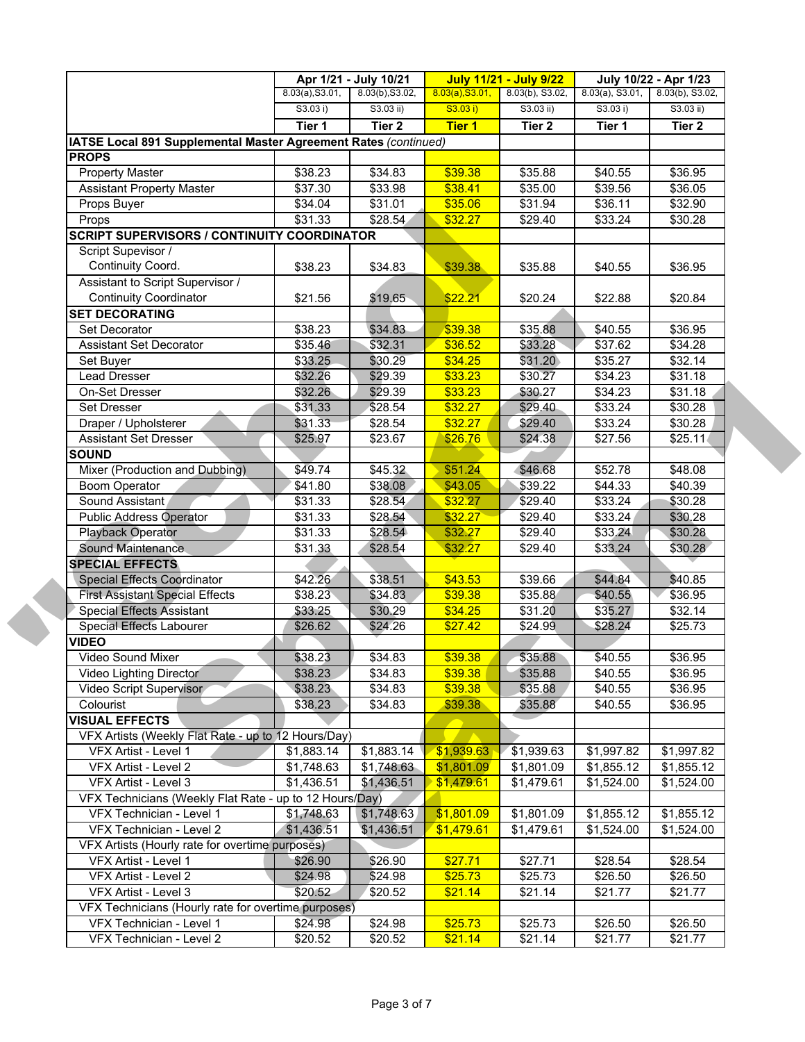| | Apr 1/21 - July 10/21 | | July 11/21 - July 9/22 | | July 10/22 - Apr 1/23 | |
|---|---|---|---|---|---|---|
| | 8.03(a),S3.01, S3.03 i) | 8.03(b),S3.02, S3.03 ii) | 8.03(a),S3.01, S3.03 i) | 8.03(b), S3.02, S3.03 ii) | 8.03(a), S3.01, S3.03 i) | 8.03(b), S3.02, S3.03 ii) |
| | **Tier 1** | **Tier 2** | **Tier 1** | **Tier 2** | **Tier 1** | **Tier 2** |
| **IATSE Local 891 Supplemental Master Agreement Rates** *(continued)* | | | | | | |
| **PROPS** | | | | | | |
| Property Master | $38.23 | $34.83 | $39.38 | $35.88 | $40.55 | $36.95 |
| Assistant Property Master | $37.30 | $33.98 | $38.41 | $35.00 | $39.56 | $36.05 |
| Props Buyer | $34.04 | $31.01 | $35.06 | $31.94 | $36.11 | $32.90 |
| Props | $31.33 | $28.54 | $32.27 | $29.40 | $33.24 | $30.28 |
| **SCRIPT SUPERVISORS / CONTINUITY COORDINATOR** | | | | | | |
| Script Supevisor / Continuity Coord. | $38.23 | $34.83 | $39.38 | $35.88 | $40.55 | $36.95 |
| Assistant to Script Supervisor / Continuity Coordinator | $21.56 | $19.65 | $22.21 | $20.24 | $22.88 | $20.84 |
| **SET DECORATING** | | | | | | |
| Set Decorator | $38.23 | $34.83 | $39.38 | $35.88 | $40.55 | $36.95 |
| Assistant Set Decorator | $35.46 | $32.31 | $36.52 | $33.28 | $37.62 | $34.28 |
| Set Buyer | $33.25 | $30.29 | $34.25 | $31.20 | $35.27 | $32.14 |
| Lead Dresser | $32.26 | $29.39 | $33.23 | $30.27 | $34.23 | $31.18 |
| On-Set Dresser | $32.26 | $29.39 | $33.23 | $30.27 | $34.23 | $31.18 |
| Set Dresser | $31.33 | $28.54 | $32.27 | $29.40 | $33.24 | $30.28 |
| Draper / Upholsterer | $31.33 | $28.54 | $32.27 | $29.40 | $33.24 | $30.28 |
| Assistant Set Dresser | $25.97 | $23.67 | $26.76 | $24.38 | $27.56 | $25.11 |
| **SOUND** | | | | | | |
| Mixer (Production and Dubbing) | $49.74 | $45.32 | $51.24 | $46.68 | $52.78 | $48.08 |
| Boom Operator | $41.80 | $38.08 | $43.05 | $39.22 | $44.33 | $40.39 |
| Sound Assistant | $31.33 | $28.54 | $32.27 | $29.40 | $33.24 | $30.28 |
| Public Address Operator | $31.33 | $28.54 | $32.27 | $29.40 | $33.24 | $30.28 |
| Playback Operator | $31.33 | $28.54 | $32.27 | $29.40 | $33.24 | $30.28 |
| Sound Maintenance | $31.33 | $28.54 | $32.27 | $29.40 | $33.24 | $30.28 |
| **SPECIAL EFFECTS** | | | | | | |
| Special Effects Coordinator | $42.26 | $38.51 | $43.53 | $39.66 | $44.84 | $40.85 |
| First Assistant Special Effects | $38.23 | $34.83 | $39.38 | $35.88 | $40.55 | $36.95 |
| Special Effects Assistant | $33.25 | $30.29 | $34.25 | $31.20 | $35.27 | $32.14 |
| Special Effects Labourer | $26.62 | $24.26 | $27.42 | $24.99 | $28.24 | $25.73 |
| **VIDEO** | | | | | | |
| Video Sound Mixer | $38.23 | $34.83 | $39.38 | $35.88 | $40.55 | $36.95 |
| Video Lighting Director | $38.23 | $34.83 | $39.38 | $35.88 | $40.55 | $36.95 |
| Video Script Supervisor | $38.23 | $34.83 | $39.38 | $35.88 | $40.55 | $36.95 |
| Colourist | $38.23 | $34.83 | $39.38 | $35.88 | $40.55 | $36.95 |
| **VISUAL EFFECTS** | | | | | | |
| VFX Artists (Weekly Flat Rate - up to 12 Hours/Day) | | | | | | |
| VFX Artist - Level 1 | $1,883.14 | $1,883.14 | $1,939.63 | $1,939.63 | $1,997.82 | $1,997.82 |
| VFX Artist - Level 2 | $1,748.63 | $1,748.63 | $1,801.09 | $1,801.09 | $1,855.12 | $1,855.12 |
| VFX Artist - Level 3 | $1,436.51 | $1,436.51 | $1,479.61 | $1,479.61 | $1,524.00 | $1,524.00 |
| VFX Technicians (Weekly Flat Rate - up to 12 Hours/Day) | | | | | | |
| VFX Technician - Level 1 | $1,748.63 | $1,748.63 | $1,801.09 | $1,801.09 | $1,855.12 | $1,855.12 |
| VFX Technician - Level 2 | $1,436.51 | $1,436.51 | $1,479.61 | $1,479.61 | $1,524.00 | $1,524.00 |
| VFX Artists (Hourly rate for overtime purposes) | | | | | | |
| VFX Artist - Level 1 | $26.90 | $26.90 | $27.71 | $27.71 | $28.54 | $28.54 |
| VFX Artist - Level 2 | $24.98 | $24.98 | $25.73 | $25.73 | $26.50 | $26.50 |
| VFX Artist - Level 3 | $20.52 | $20.52 | $21.14 | $21.14 | $21.77 | $21.77 |
| VFX Technicians (Hourly rate for overtime purposes) | | | | | | |
| VFX Technician - Level 1 | $24.98 | $24.98 | $25.73 | $25.73 | $26.50 | $26.50 |
| VFX Technician - Level 2 | $20.52 | $20.52 | $21.14 | $21.14 | $21.77 | $21.77 |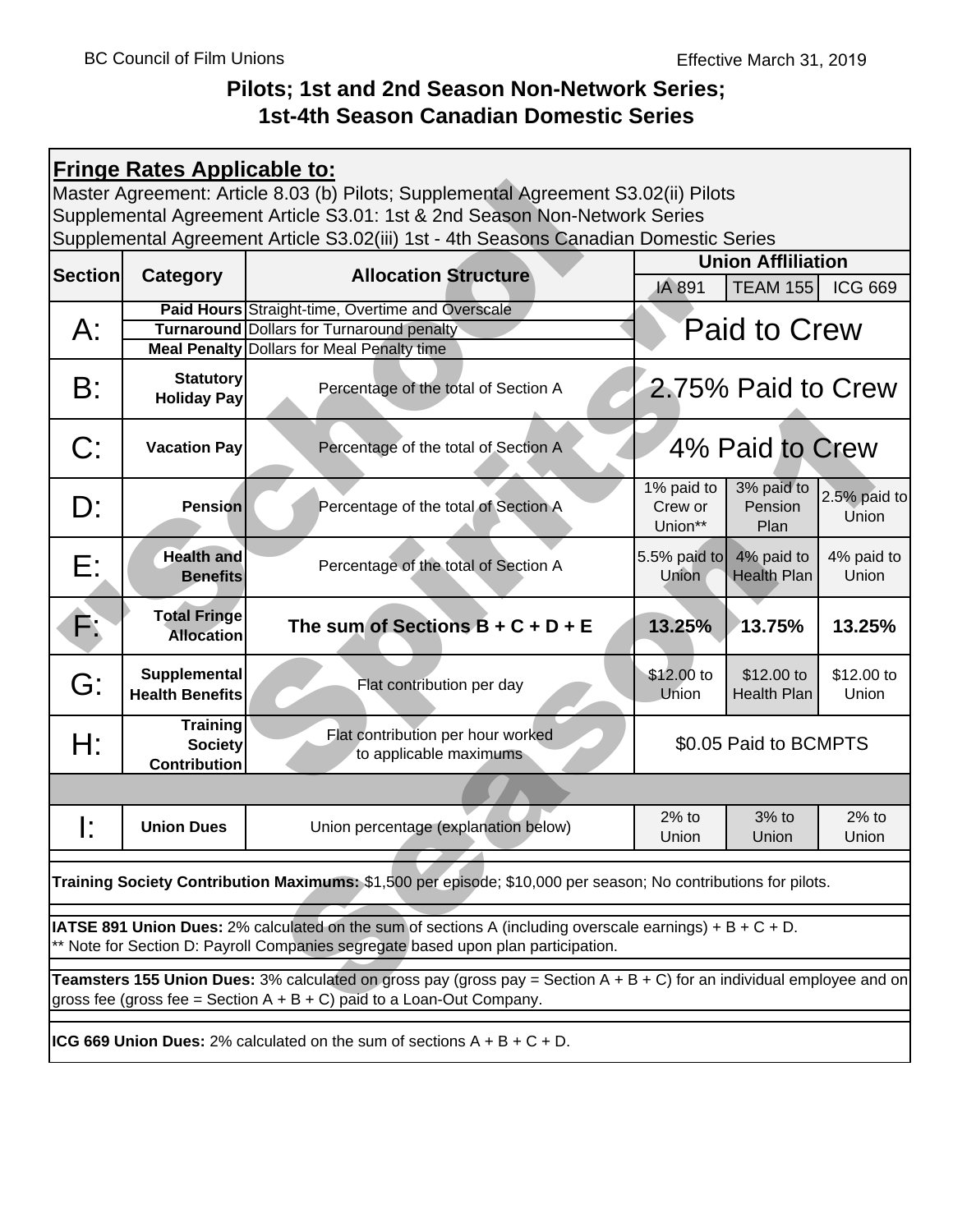BC Council of Film Unions

Effective March 31, 2019

# Pilots; 1st and 2nd Season Non-Network Series; 1st-4th Season Canadian Domestic Series

**Fringe Rates Applicable to:**
Master Agreement: Article 8.03 (b) Pilots; Supplemental Agreement S3.02(ii) Pilots
Supplemental Agreement Article S3.01: 1st & 2nd Season Non-Network Series
Supplemental Agreement Article S3.02(iii) 1st - 4th Seasons Canadian Domestic Series

| Section | Category | Allocation Structure | Union Affiliation | | |
|---|---|---|---|---|---|
| | | | IA 891 | TEAM 155 | ICG 669 |
| A: | Paid Hours | Straight-time, Overtime and Overscale | Paid to Crew | | |
| | Turnaround | Dollars for Turnaround penalty | | | |
| | Meal Penalty | Dollars for Meal Penalty time | | | |
| B: | Statutory Holiday Pay | Percentage of the total of Section A | 2.75% Paid to Crew | | |
| C: | Vacation Pay | Percentage of the total of Section A | 4% Paid to Crew | | |
| D: | Pension | Percentage of the total of Section A | 1% paid to Crew or Union** | 3% paid to Pension Plan | 2.5% paid to Union |
| E: | Health and Benefits | Percentage of the total of Section A | 5.5% paid to Union | 4% paid to Health Plan | 4% paid to Union |
| F: | Total Fringe Allocation | **The sum of Sections B + C + D + E** | **13.25%** | **13.75%** | **13.25%** |
| G: | Supplemental Health Benefits | Flat contribution per day | $12.00 to Union | $12.00 to Health Plan | $12.00 to Union |
| H: | Training Society Contribution | Flat contribution per hour worked to applicable maximums | $0.05 Paid to BCMPTS | | |
| I: | Union Dues | Union percentage (explanation below) | 2% to Union | 3% to Union | 2% to Union |

**Training Society Contribution Maximums:** $1,500 per episode; $10,000 per season; No contributions for pilots.

**IATSE 891 Union Dues:** 2% calculated on the sum of sections A (including overscale earnings) + B + C + D.
** Note for Section D: Payroll Companies segregate based upon plan participation.

**Teamsters 155 Union Dues:** 3% calculated on gross pay (gross pay = Section A + B + C) for an individual employee and on gross fee (gross fee = Section A + B + C) paid to a Loan-Out Company.

**ICG 669 Union Dues:** 2% calculated on the sum of sections A + B + C + D.